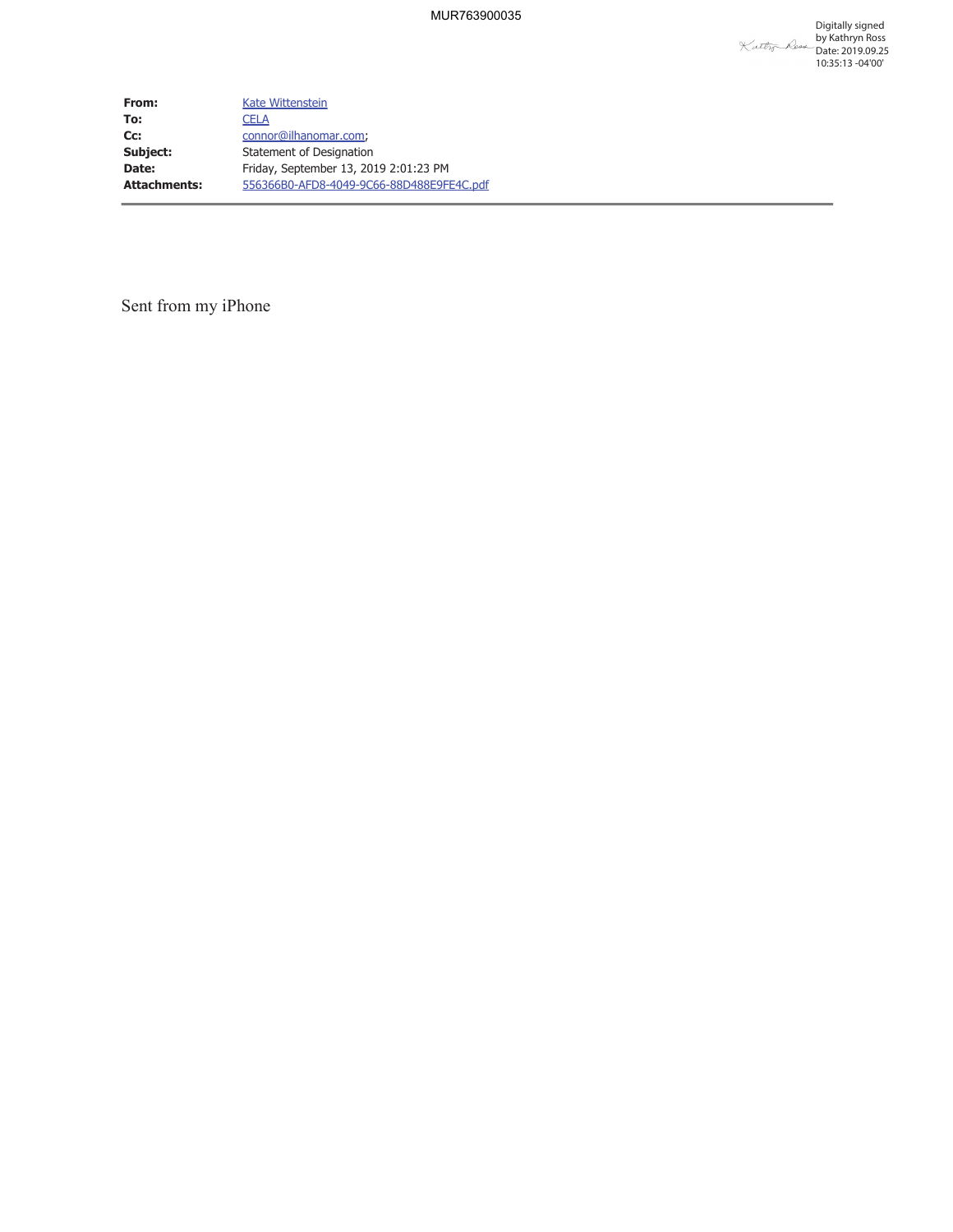MUR763900035

Digitally signed by Kathryn Ross
Date: 2019.09.25 10:35:13 -04'00'

| | |
|---|---|
| **From:** | Kate Wittenstein |
| **To:** | CELA |
| **Cc:** | connor@ilhanomar.com; |
| **Subject:** | Statement of Designation |
| **Date:** | Friday, September 13, 2019 2:01:23 PM |
| **Attachments:** | 556366B0-AFD8-4049-9C66-88D488E9FE4C.pdf |

Sent from my iPhone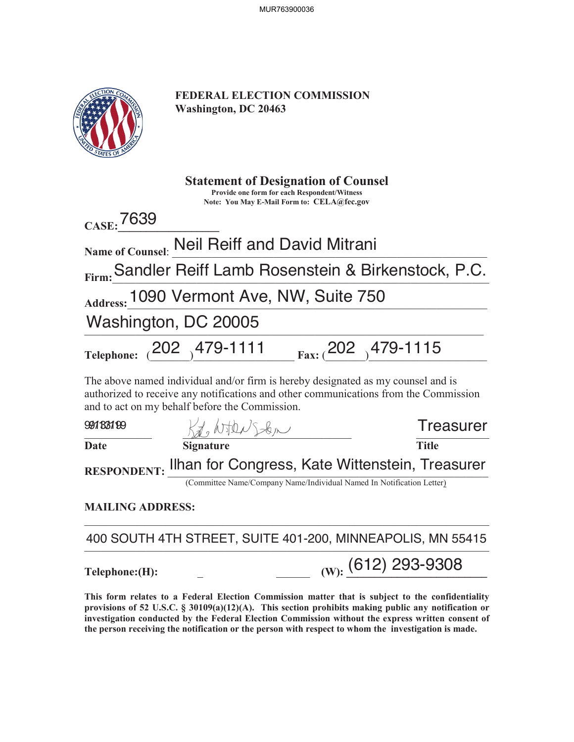**FEDERAL ELECTION COMMISSION**
**Washington, DC 20463**

## Statement of Designation of Counsel

**Provide one form for each Respondent/Witness**
**Note: You May E-Mail Form to: CELA@fec.gov**

**CASE:** 7639

**Name of Counsel:** Neil Reiff and David Mitrani

**Firm:** Sandler Reiff Lamb Rosenstein & Birkenstock, P.C.

**Address:** 1090 Vermont Ave, NW, Suite 750
Washington, DC 20005

**Telephone:** (202) 479-1111 **Fax:** (202) 479-1115

The above named individual and/or firm is hereby designated as my counsel and is authorized to receive any notifications and other communications from the Commission and to act on my behalf before the Commission.

| 9/13/19 | Kate Wittenstein | Treasurer |
|---|---|---|
| **Date** | **Signature** | **Title** |

**RESPONDENT:** Ilhan for Congress, Kate Wittenstein, Treasurer
(Committee Name/Company Name/Individual Named In Notification Letter)

**MAILING ADDRESS:**

400 SOUTH 4TH STREET, SUITE 401-200, MINNEAPOLIS, MN 55415

**Telephone:(H):** _ **(W):** (612) 293-9308

**This form relates to a Federal Election Commission matter that is subject to the confidentiality provisions of 52 U.S.C. § 30109(a)(12)(A). This section prohibits making public any notification or investigation conducted by the Federal Election Commission without the express written consent of the person receiving the notification or the person with respect to whom the investigation is made.**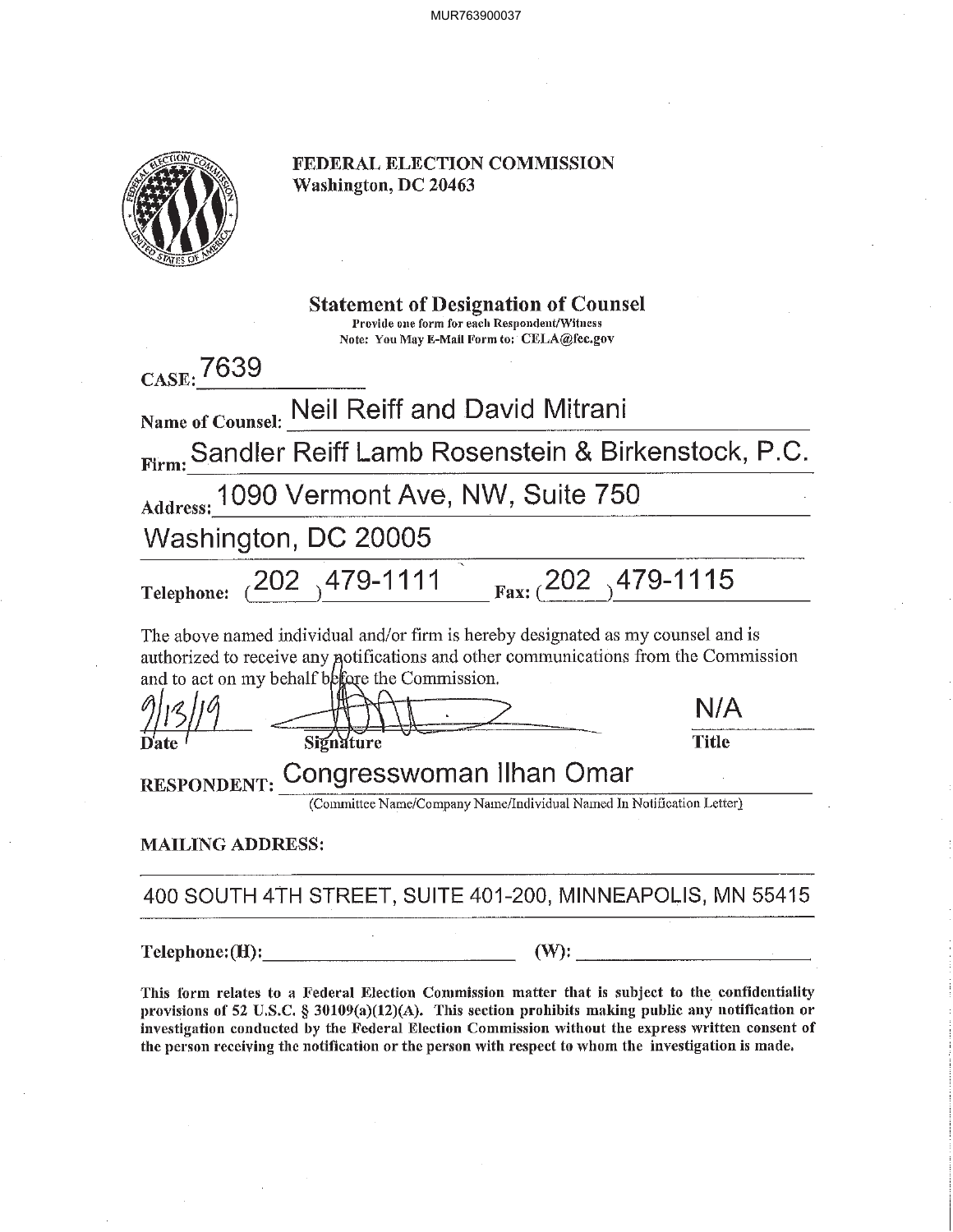**FEDERAL ELECTION COMMISSION**
**Washington, DC 20463**

## Statement of Designation of Counsel

**Provide one form for each Respondent/Witness**
**Note: You May E-Mail Form to: CELA@fec.gov**

**CASE:** 7639

**Name of Counsel:** Neil Reiff and David Mitrani

**Firm:** Sandler Reiff Lamb Rosenstein & Birkenstock, P.C.

**Address:** 1090 Vermont Ave, NW, Suite 750
Washington, DC 20005

**Telephone:** (202) 479-1111 **Fax:** (202) 479-1115

The above named individual and/or firm is hereby designated as my counsel and is authorized to receive any notifications and other communications from the Commission and to act on my behalf before the Commission.

| | | |
|---|---|---|
| 9/13/19 | [Signature] | N/A |
| **Date** | **Signature** | **Title** |

**RESPONDENT:** Congresswoman Ilhan Omar
(Committee Name/Company Name/Individual Named In Notification Letter)

**MAILING ADDRESS:**

400 SOUTH 4TH STREET, SUITE 401-200, MINNEAPOLIS, MN 55415

**Telephone:(H):** \_\_\_\_\_\_\_\_\_\_\_\_ **(W):** \_\_\_\_\_\_\_\_\_\_\_\_

**This form relates to a Federal Election Commission matter that is subject to the confidentiality provisions of 52 U.S.C. § 30109(a)(12)(A). This section prohibits making public any notification or investigation conducted by the Federal Election Commission without the express written consent of the person receiving the notification or the person with respect to whom the investigation is made.**